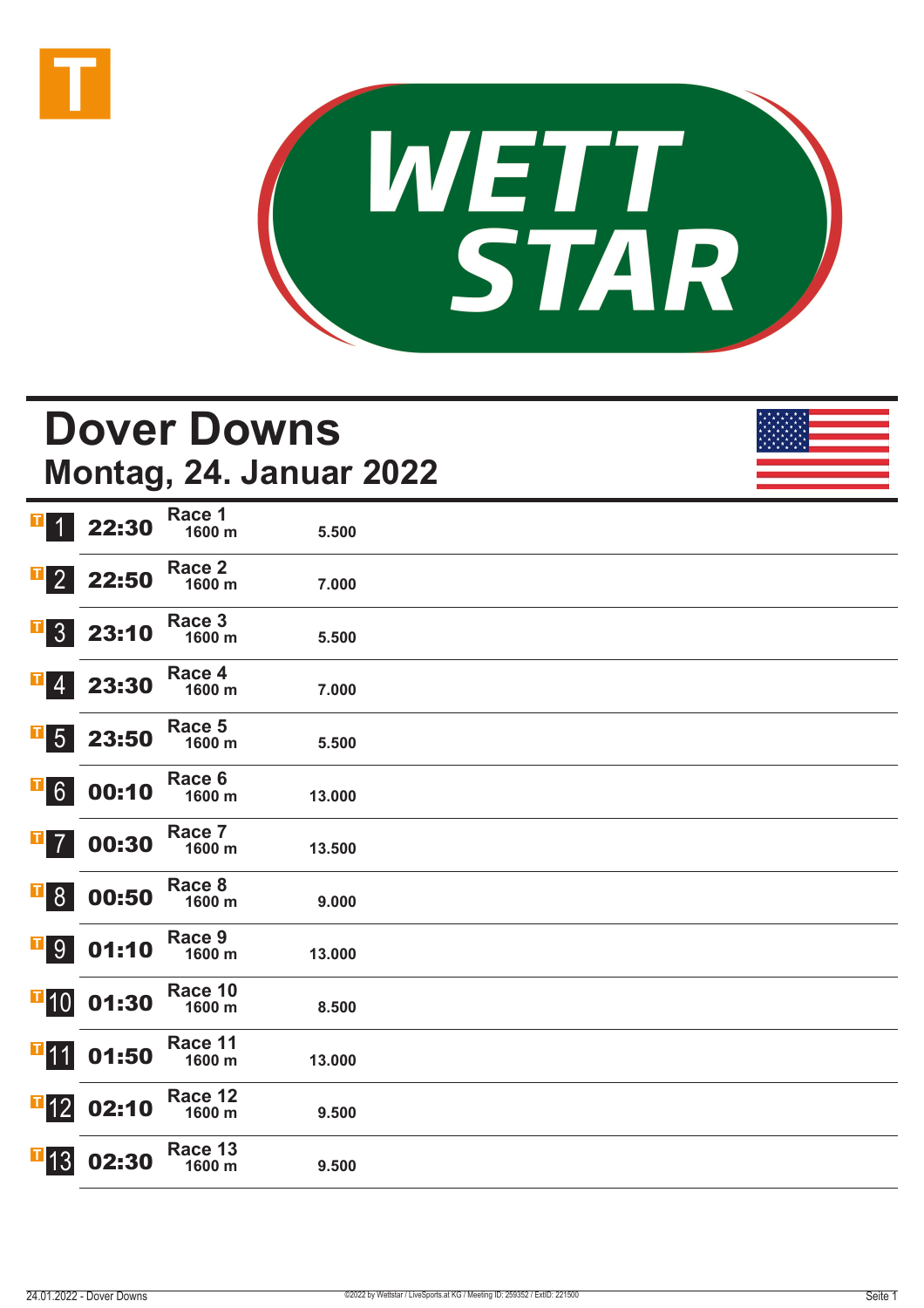# Dover Downs

## Montag, 24. Januar 2022

| Nr. | Zeit | Rennen | Distanz | Preisgeld |
|---|---|---|---|---|
| 1 | 22:30 | Race 1 | 1600 m | 5.500 |
| 2 | 22:50 | Race 2 | 1600 m | 7.000 |
| 3 | 23:10 | Race 3 | 1600 m | 5.500 |
| 4 | 23:30 | Race 4 | 1600 m | 7.000 |
| 5 | 23:50 | Race 5 | 1600 m | 5.500 |
| 6 | 00:10 | Race 6 | 1600 m | 13.000 |
| 7 | 00:30 | Race 7 | 1600 m | 13.500 |
| 8 | 00:50 | Race 8 | 1600 m | 9.000 |
| 9 | 01:10 | Race 9 | 1600 m | 13.000 |
| 10 | 01:30 | Race 10 | 1600 m | 8.500 |
| 11 | 01:50 | Race 11 | 1600 m | 13.000 |
| 12 | 02:10 | Race 12 | 1600 m | 9.500 |
| 13 | 02:30 | Race 13 | 1600 m | 9.500 |

©2022 by Wettstar / LiveSports.at KG / Meeting ID: 259352 / ExtID: 221500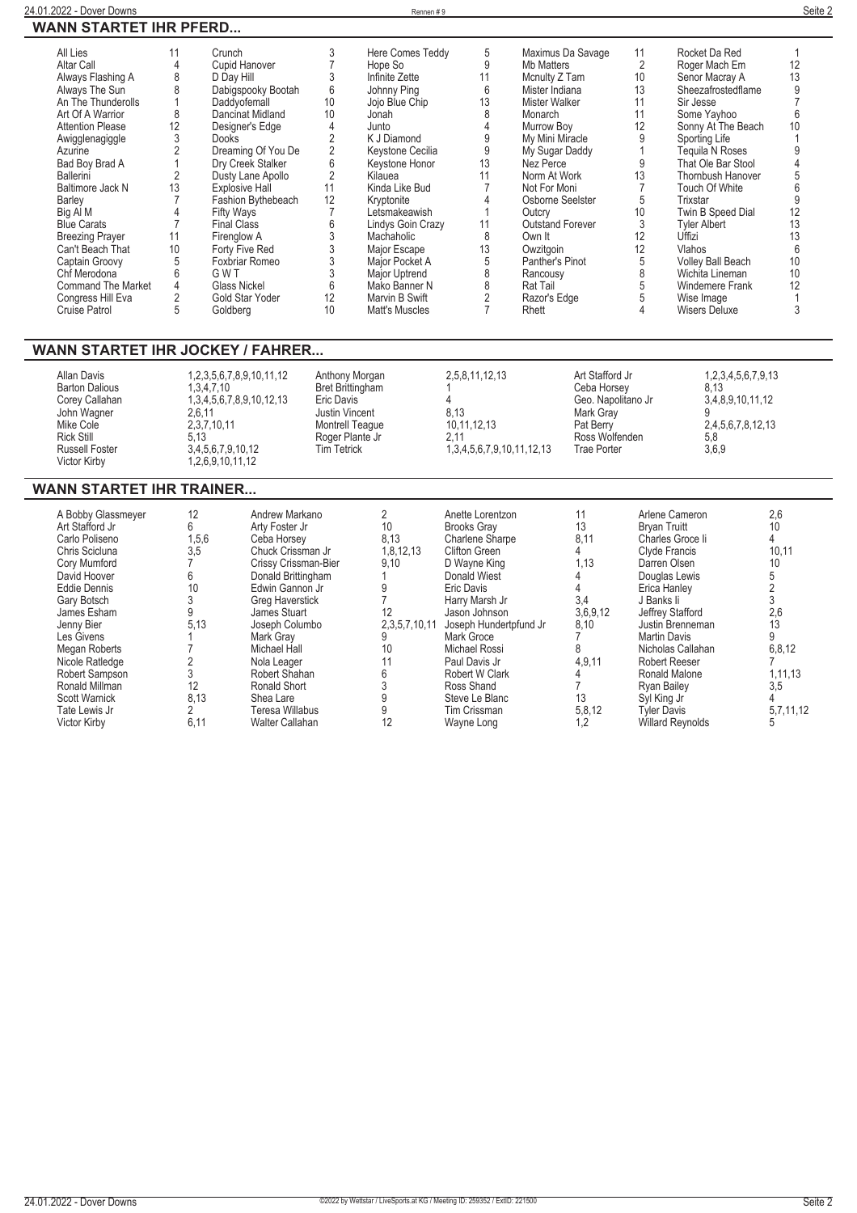## WANN STARTET IHR PFERD...

| Pferd | Rennen | Pferd | Rennen | Pferd | Rennen | Pferd | Rennen | Pferd | Rennen |
|---|---|---|---|---|---|---|---|---|---|
| All Lies | 11 | Crunch | 3 | Here Comes Teddy | 5 | Maximus Da Savage | 11 | Rocket Da Red | 1 |
| Altar Call | 4 | Cupid Hanover | 7 | Hope So | 9 | Mb Matters | 2 | Roger Mach Em | 12 |
| Always Flashing A | 8 | D Day Hill | 3 | Infinite Zette | 11 | Mcnulty Z Tam | 10 | Senor Macray A | 13 |
| Always The Sun | 8 | Dabigspooky Bootah | 6 | Johnny Ping | 6 | Mister Indiana | 13 | Sheezafrostedflame | 9 |
| An The Thunderolls | 1 | Daddyofemall | 10 | Jojo Blue Chip | 13 | Mister Walker | 11 | Sir Jesse | 7 |
| Art Of A Warrior | 8 | Dancinat Midland | 10 | Jonah | 8 | Monarch | 11 | Some Yayhoo | 6 |
| Attention Please | 12 | Designer's Edge | 4 | Junto | 4 | Murrow Boy | 12 | Sonny At The Beach | 10 |
| Awigglenagiggle | 3 | Dooks | 2 | K J Diamond | 9 | My Mini Miracle | 9 | Sporting Life | 1 |
| Azurine | 2 | Dreaming Of You De | 2 | Keystone Cecilia | 9 | My Sugar Daddy | 1 | Tequila N Roses | 9 |
| Bad Boy Brad A | 1 | Dry Creek Stalker | 6 | Keystone Honor | 13 | Nez Perce | 9 | That Ole Bar Stool | 4 |
| Ballerini | 2 | Dusty Lane Apollo | 2 | Kilauea | 11 | Norm At Work | 13 | Thornbush Hanover | 5 |
| Baltimore Jack N | 13 | Explosive Hall | 11 | Kinda Like Bud | 7 | Not For Moni | 7 | Touch Of White | 6 |
| Barley | 7 | Fashion Bythebeach | 12 | Kryptonite | 4 | Osborne Seelster | 5 | Trixstar | 9 |
| Big Al M | 4 | Fifty Ways | 7 | Letsmakeawish | 1 | Outcry | 10 | Twin B Speed Dial | 12 |
| Blue Carats | 7 | Final Class | 6 | Lindys Goin Crazy | 11 | Outstand Forever | 3 | Tyler Albert | 13 |
| Breezing Prayer | 11 | Firenglow A | 3 | Machaholic | 8 | Own It | 12 | Uffizi | 13 |
| Can't Beach That | 10 | Forty Five Red | 3 | Major Escape | 13 | Owzitgoin | 12 | Vlahos | 6 |
| Captain Groovy | 5 | Foxbriar Romeo | 3 | Major Pocket A | 5 | Panther's Pinot | 5 | Volley Ball Beach | 10 |
| Chf Merodona | 6 | G W T | 3 | Major Uptrend | 8 | Rancousy | 8 | Wichita Lineman | 10 |
| Command The Market | 4 | Glass Nickel | 6 | Mako Banner N | 8 | Rat Tail | 5 | Windemere Frank | 12 |
| Congress Hill Eva | 2 | Gold Star Yoder | 12 | Marvin B Swift | 2 | Razor's Edge | 5 | Wise Image | 1 |
| Cruise Patrol | 5 | Goldberg | 10 | Matt's Muscles | 7 | Rhett | 4 | Wisers Deluxe | 3 |

## WANN STARTET IHR JOCKEY / FAHRER...

| Fahrer | Rennen | Fahrer | Rennen | Fahrer | Rennen |
|---|---|---|---|---|---|
| Allan Davis | 1,2,3,5,6,7,8,9,10,11,12 | Anthony Morgan | 2,5,8,11,12,13 | Art Stafford Jr | 1,2,3,4,5,6,7,9,13 |
| Barton Dalious | 1,3,4,7,10 | Bret Brittingham | 1 | Ceba Horsey | 8,13 |
| Corey Callahan | 1,3,4,5,6,7,8,9,10,12,13 | Eric Davis | 4 | Geo. Napolitano Jr | 3,4,8,9,10,11,12 |
| John Wagner | 2,6,11 | Justin Vincent | 8,13 | Mark Gray | 9 |
| Mike Cole | 2,3,7,10,11 | Montrell Teague | 10,11,12,13 | Pat Berry | 2,4,5,6,7,8,12,13 |
| Rick Still | 5,13 | Roger Plante Jr | 2,11 | Ross Wolfenden | 5,8 |
| Russell Foster | 3,4,5,6,7,9,10,12 | Tim Tetrick | 1,3,4,5,6,7,9,10,11,12,13 | Trae Porter | 3,6,9 |
| Victor Kirby | 1,2,6,9,10,11,12 | | | | |

## WANN STARTET IHR TRAINER...

| Trainer | Rennen | Trainer | Rennen | Trainer | Rennen | Trainer | Rennen |
|---|---|---|---|---|---|---|---|
| A Bobby Glassmeyer | 12 | Andrew Markano | 2 | Anette Lorentzon | 11 | Arlene Cameron | 2,6 |
| Art Stafford Jr | 6 | Arty Foster Jr | 10 | Brooks Gray | 13 | Bryan Truitt | 10 |
| Carlo Poliseno | 1,5,6 | Ceba Horsey | 8,13 | Charlene Sharpe | 8,11 | Charles Groce Ii | 4 |
| Chris Scicluna | 3,5 | Chuck Crissman Jr | 1,8,12,13 | Clifton Green | 4 | Clyde Francis | 10,11 |
| Cory Mumford | 7 | Crissy Crissman-Bier | 9,10 | D Wayne King | 1,13 | Darren Olsen | 10 |
| David Hoover | 6 | Donald Brittingham | 1 | Donald Wiest | 4 | Douglas Lewis | 5 |
| Eddie Dennis | 10 | Edwin Gannon Jr | 9 | Eric Davis | 4 | Erica Hanley | 2 |
| Gary Botsch | 3 | Greg Haverstick | 7 | Harry Marsh Jr | 3,4 | J Banks Ii | 3 |
| James Esham | 9 | James Stuart | 12 | Jason Johnson | 3,6,9,12 | Jeffrey Stafford | 2,6 |
| Jenny Bier | 5,13 | Joseph Columbo | 2,3,5,7,10,11 | Joseph Hundertpfund Jr | 8,10 | Justin Brenneman | 13 |
| Les Givens | 1 | Mark Gray | 9 | Mark Groce | 7 | Martin Davis | 9 |
| Megan Roberts | 7 | Michael Hall | 10 | Michael Rossi | 8 | Nicholas Callahan | 6,8,12 |
| Nicole Ratledge | 2 | Nola Leager | 11 | Paul Davis Jr | 4,9,11 | Robert Reeser | 7 |
| Robert Sampson | 3 | Robert Shahan | 6 | Robert W Clark | 4 | Ronald Malone | 1,11,13 |
| Ronald Millman | 12 | Ronald Short | 3 | Ross Shand | 7 | Ryan Bailey | 3,5 |
| Scott Warnick | 8,13 | Shea Lare | 9 | Steve Le Blanc | 13 | Syl King Jr | 4 |
| Tate Lewis Jr | 2 | Teresa Willabus | 9 | Tim Crissman | 5,8,12 | Tyler Davis | 5,7,11,12 |
| Victor Kirby | 6,11 | Walter Callahan | 12 | Wayne Long | 1,2 | Willard Reynolds | 5 |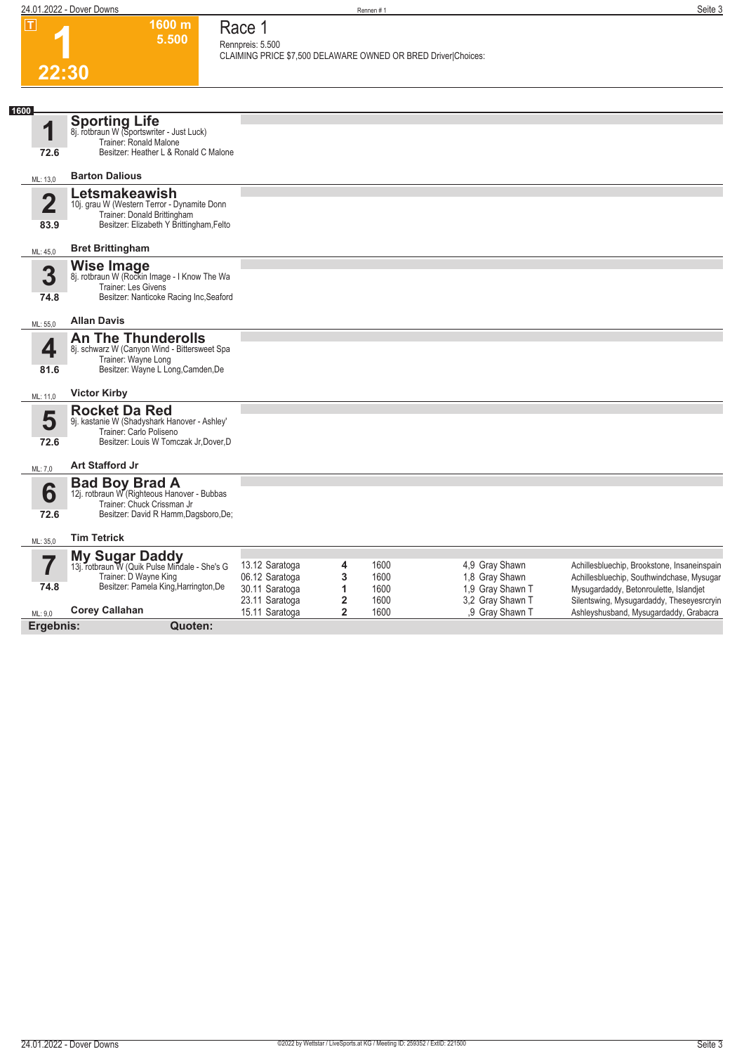# 1

**1600 m**
**5.500**

**22:30**

## Race 1

Rennpreis: 5.500
CLAIMING PRICE $7,500 DELAWARE OWNED OR BRED Driver|Choices:

**1600**

### 1 Sporting Life
8j. rotbraun W (Sportswriter - Just Luck)
Trainer: Ronald Malone
Besitzer: Heather L & Ronald C Malone
72.6
ML: 13,0
**Barton Dalious**

### 2 Letsmakeawish
10j. grau W (Western Terror - Dynamite Donn
Trainer: Donald Brittingham
Besitzer: Elizabeth Y Brittingham,Felto
83.9
ML: 45,0
**Bret Brittingham**

### 3 Wise Image
8j. rotbraun W (Rockin Image - I Know The Wa
Trainer: Les Givens
Besitzer: Nanticoke Racing Inc,Seaford
74.8
ML: 55,0
**Allan Davis**

### 4 An The Thunderolls
8j. schwarz W (Canyon Wind - Bittersweet Spa
Trainer: Wayne Long
Besitzer: Wayne L Long,Camden,De
81.6
ML: 11,0
**Victor Kirby**

### 5 Rocket Da Red
9j. kastanie W (Shadyshark Hanover - Ashley'
Trainer: Carlo Poliseno
Besitzer: Louis W Tomczak Jr,Dover,D
72.6
ML: 7,0
**Art Stafford Jr**

### 6 Bad Boy Brad A
12j. rotbraun W (Righteous Hanover - Bubbas
Trainer: Chuck Crissman Jr
Besitzer: David R Hamm,Dagsboro,De;
72.6
ML: 35,0
**Tim Tetrick**

### 7 My Sugar Daddy
13j. rotbraun W (Quik Pulse Mindale - She's G
Trainer: D Wayne King
Besitzer: Pamela King,Harrington,De
74.8
ML: 9,0
**Corey Callahan**

| | | | | |
|---|---|---|---|---|
| 13.12 Saratoga | 4 | 1600 | 4,9 Gray Shawn | Achillesbluechip, Brookstone, Insaneinspain |
| 06.12 Saratoga | 3 | 1600 | 1,8 Gray Shawn | Achillesbluechip, Southwindchase, Mysugar |
| 30.11 Saratoga | 1 | 1600 | 1,9 Gray Shawn T | Mysugardaddy, Betonroulette, Islandjet |
| 23.11 Saratoga | 2 | 1600 | 3,2 Gray Shawn T | Silentswing, Mysugardaddy, Theseyesrcryin |
| 15.11 Saratoga | 2 | 1600 | ,9 Gray Shawn T | Ashleyshusband, Mysugardaddy, Grabacra |

**Ergebnis:** **Quoten:**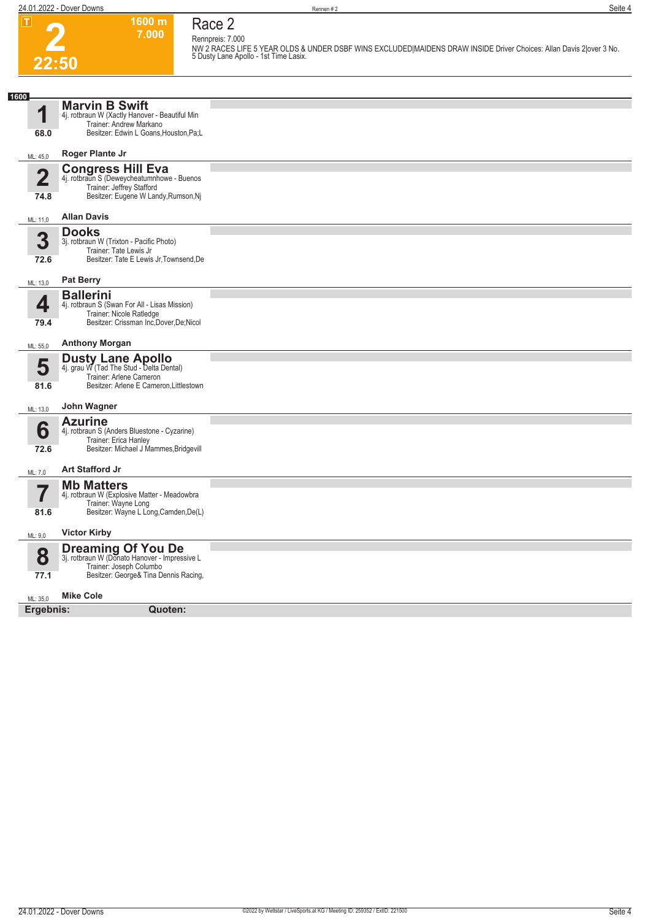**T**

# 2

**22:50**

**1600 m**
**7.000**

## Race 2

Rennpreis: 7.000

NW 2 RACES LIFE 5 YEAR OLDS & UNDER DSBF WINS EXCLUDED|MAIDENS DRAW INSIDE Driver Choices: Allan Davis 2|over 3 No. 5 Dusty Lane Apollo - 1st Time Lasix.

**1600**

| Nr. | Pferd | Details | Fahrer | ML |
|---|---|---|---|---|
| 1 (68.0) | **Marvin B Swift** | 4j. rotbraun W (Xactly Hanover - Beautiful Min<br>Trainer: Andrew Markano<br>Besitzer: Edwin L Goans,Houston,Pa;L | Roger Plante Jr | 45,0 |
| 2 (74.8) | **Congress Hill Eva** | 4j. rotbraun S (Deweycheatumnhowe - Buenos<br>Trainer: Jeffrey Stafford<br>Besitzer: Eugene W Landy,Rumson,Nj | Allan Davis | 11,0 |
| 3 (72.6) | **Dooks** | 3j. rotbraun W (Trixton - Pacific Photo)<br>Trainer: Tate Lewis Jr<br>Besitzer: Tate E Lewis Jr,Townsend,De | Pat Berry | 13,0 |
| 4 (79.4) | **Ballerini** | 4j. rotbraun S (Swan For All - Lisas Mission)<br>Trainer: Nicole Ratledge<br>Besitzer: Crissman Inc,Dover,De;Nicol | Anthony Morgan | 55,0 |
| 5 (81.6) | **Dusty Lane Apollo** | 4j. grau W (Tad The Stud - Delta Dental)<br>Trainer: Arlene Cameron<br>Besitzer: Arlene E Cameron,Littlestown | John Wagner | 13,0 |
| 6 (72.6) | **Azurine** | 4j. rotbraun S (Anders Bluestone - Cyzarine)<br>Trainer: Erica Hanley<br>Besitzer: Michael J Mammes,Bridgevill | Art Stafford Jr | 7,0 |
| 7 (81.6) | **Mb Matters** | 4j. rotbraun W (Explosive Matter - Meadowbra<br>Trainer: Wayne Long<br>Besitzer: Wayne L Long,Camden,De(L) | Victor Kirby | 9,0 |
| 8 (77.1) | **Dreaming Of You De** | 3j. rotbraun W (Donato Hanover - Impressive L<br>Trainer: Joseph Columbo<br>Besitzer: George& Tina Dennis Racing, | Mike Cole | 35,0 |

**Ergebnis:** **Quoten:**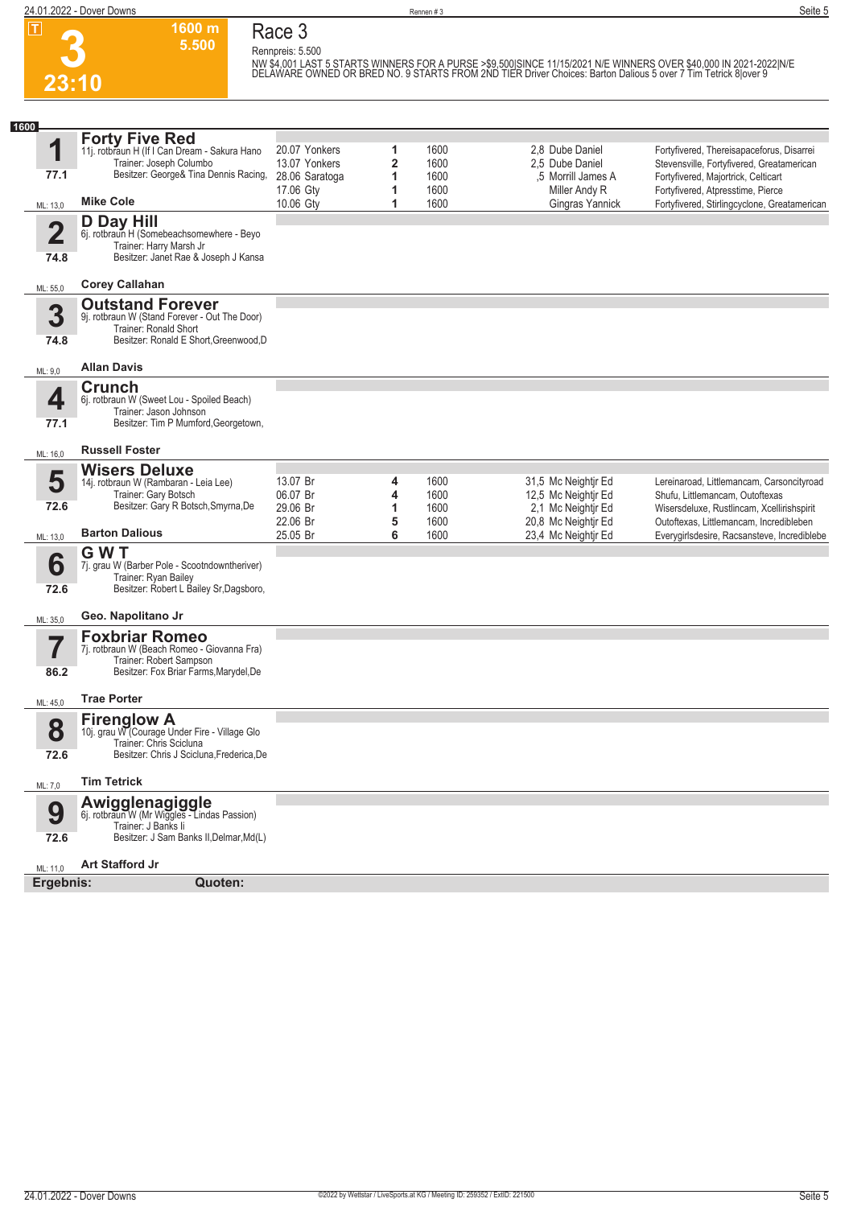# Race 3

**3** | 1600 m | 5.500 | 23:10

Rennpreis: 5.500

NW $4,001 LAST 5 STARTS WINNERS FOR A PURSE >$9,500|SINCE 11/15/2021 N/E WINNERS OVER $40,000 IN 2021-2022|N/E DELAWARE OWNED OR BRED NO. 9 STARTS FROM 2ND TIER Driver Choices: Barton Dalious 5 over 7 Tim Tetrick 8|over 9

**1600**

## 1 Forty Five Red

11j. rotbraun H (If I Can Dream - Sakura Hano
Trainer: Joseph Columbo
Besitzer: George& Tina Dennis Racing,
77.1
ML: 13,0 — **Mike Cole**

| Datum | Ort | Platz | Distanz | Quote | Fahrer | Einlauf |
|---|---|---|---|---|---|---|
| 20.07 | Yonkers | 1 | 1600 | 2,8 | Dube Daniel | Fortyfivered, Thereisapaceforus, Disarrei |
| 13.07 | Yonkers | 2 | 1600 | 2,5 | Dube Daniel | Stevensville, Fortyfivered, Greatamerican |
| 28.06 | Saratoga | 1 | 1600 | ,5 | Morrill James A | Fortyfivered, Majortrick, Celticart |
| 17.06 | Gty | 1 | 1600 | | Miller Andy R | Fortyfivered, Atpresstime, Pierce |
| 10.06 | Gty | 1 | 1600 | | Gingras Yannick | Fortyfivered, Stirlingcyclone, Greatamerican |

## 2 D Day Hill

6j. rotbraun H (Somebeachsomewhere - Beyo
Trainer: Harry Marsh Jr
Besitzer: Janet Rae & Joseph J Kansa
74.8
ML: 55,0 — **Corey Callahan**

## 3 Outstand Forever

9j. rotbraun W (Stand Forever - Out The Door)
Trainer: Ronald Short
Besitzer: Ronald E Short,Greenwood,D
74.8
ML: 9,0 — **Allan Davis**

## 4 Crunch

6j. rotbraun W (Sweet Lou - Spoiled Beach)
Trainer: Jason Johnson
Besitzer: Tim P Mumford,Georgetown,
77.1
ML: 16,0 — **Russell Foster**

## 5 Wisers Deluxe

14j. rotbraun W (Rambaran - Leia Lee)
Trainer: Gary Botsch
Besitzer: Gary R Botsch,Smyrna,De
72.6
ML: 13,0 — **Barton Dalious**

| Datum | Ort | Platz | Distanz | Quote | Fahrer | Einlauf |
|---|---|---|---|---|---|---|
| 13.07 | Br | 4 | 1600 | 31,5 | Mc Neightjr Ed | Lereinaroad, Littlemancam, Carsoncityroad |
| 06.07 | Br | 4 | 1600 | 12,5 | Mc Neightjr Ed | Shufu, Littlemancam, Outoftexas |
| 29.06 | Br | 1 | 1600 | 2,1 | Mc Neightjr Ed | Wisersdeluxe, Rustlincam, Xcellirishspirit |
| 22.06 | Br | 5 | 1600 | 20,8 | Mc Neightjr Ed | Outoftexas, Littlemancam, Incredibleben |
| 25.05 | Br | 6 | 1600 | 23,4 | Mc Neightjr Ed | Everygirlsdesire, Racsansteve, Incrediblebe |

## 6 G W T

7j. grau W (Barber Pole - Scootndowntheriver)
Trainer: Ryan Bailey
Besitzer: Robert L Bailey Sr,Dagsboro,
72.6
ML: 35,0 — **Geo. Napolitano Jr**

## 7 Foxbriar Romeo

7j. rotbraun W (Beach Romeo - Giovanna Fra)
Trainer: Robert Sampson
Besitzer: Fox Briar Farms,Marydel,De
86.2
ML: 45,0 — **Trae Porter**

## 8 Fireglow A

10j. grau W (Courage Under Fire - Village Glo
Trainer: Chris Scicluna
Besitzer: Chris J Scicluna,Frederica,De
72.6
ML: 7,0 — **Tim Tetrick**

## 9 Awigglenagiggle

6j. rotbraun W (Mr Wiggles - Lindas Passion)
Trainer: J Banks Ii
Besitzer: J Sam Banks II,Delmar,Md(L)
72.6
ML: 11,0 — **Art Stafford Jr**

**Ergebnis:** **Quoten:**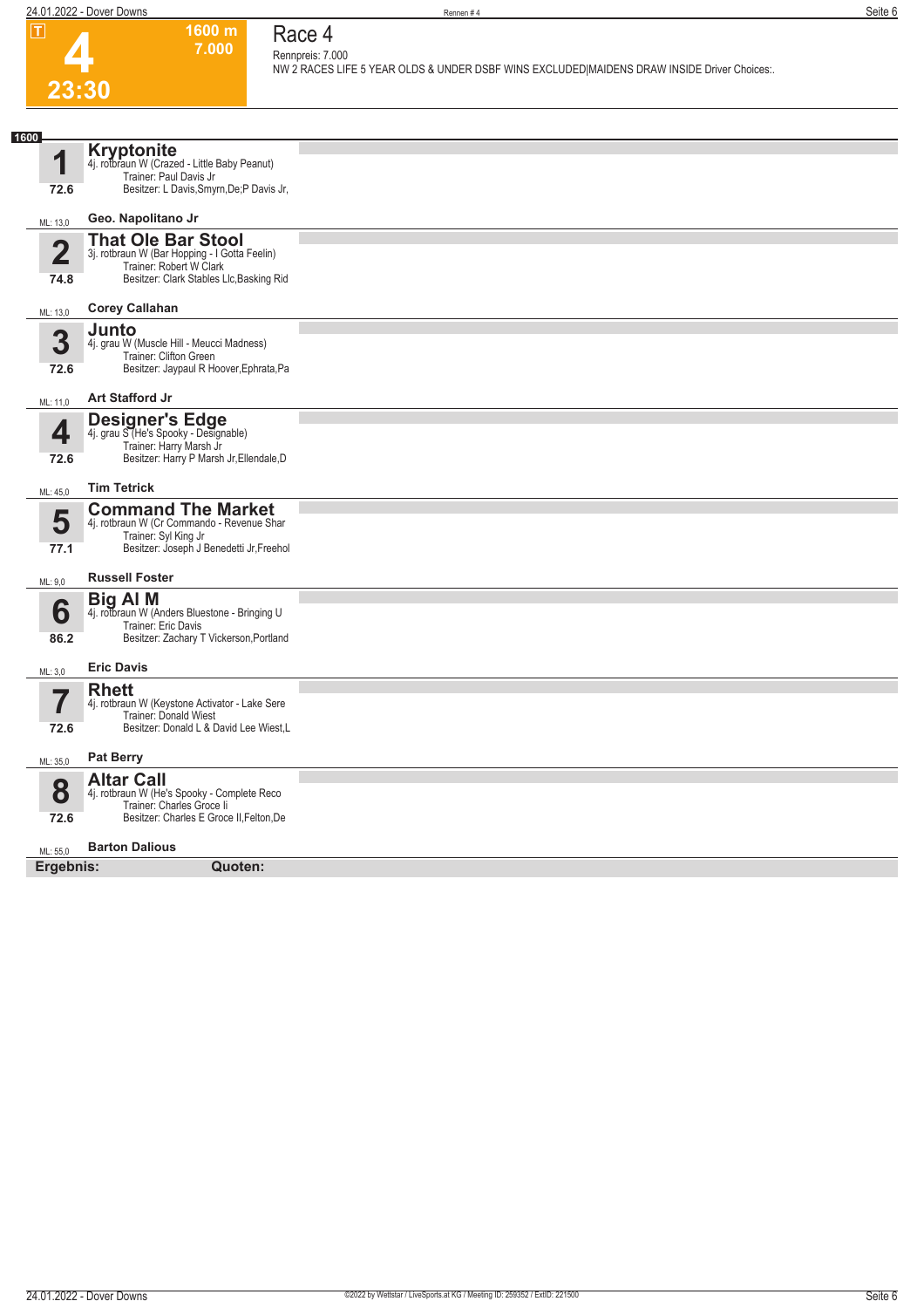# 4

**1600 m**
**7.000**

**23:30**

## Race 4

Rennpreis: 7.000

NW 2 RACES LIFE 5 YEAR OLDS & UNDER DSBF WINS EXCLUDED|MAIDENS DRAW INSIDE Driver Choices:.

**1600**

### 1 Kryptonite
4j. rotbraun W (Crazed - Little Baby Peanut)
Trainer: Paul Davis Jr
Besitzer: L Davis,Smyrn,De;P Davis Jr,
72.6
ML: 13,0
**Geo. Napolitano Jr**

### 2 That Ole Bar Stool
3j. rotbraun W (Bar Hopping - I Gotta Feelin)
Trainer: Robert W Clark
Besitzer: Clark Stables Llc,Basking Rid
74.8
ML: 13,0
**Corey Callahan**

### 3 Junto
4j. grau W (Muscle Hill - Meucci Madness)
Trainer: Clifton Green
Besitzer: Jaypaul R Hoover,Ephrata,Pa
72.6
ML: 11,0
**Art Stafford Jr**

### 4 Designer's Edge
4j. grau S (He's Spooky - Designable)
Trainer: Harry Marsh Jr
Besitzer: Harry P Marsh Jr,Ellendale,D
72.6
ML: 45,0
**Tim Tetrick**

### 5 Command The Market
4j. rotbraun W (Cr Commando - Revenue Shar
Trainer: Syl King Jr
Besitzer: Joseph J Benedetti Jr,Freehol
77.1
ML: 9,0
**Russell Foster**

### 6 Big Al M
4j. rotbraun W (Anders Bluestone - Bringing U
Trainer: Eric Davis
Besitzer: Zachary T Vickerson,Portland
86.2
ML: 3,0
**Eric Davis**

### 7 Rhett
4j. rotbraun W (Keystone Activator - Lake Sere
Trainer: Donald Wiest
Besitzer: Donald L & David Lee Wiest,L
72.6
ML: 35,0
**Pat Berry**

### 8 Altar Call
4j. rotbraun W (He's Spooky - Complete Reco
Trainer: Charles Groce Ii
Besitzer: Charles E Groce II,Felton,De
72.6
ML: 55,0
**Barton Dalious**

**Ergebnis:** **Quoten:**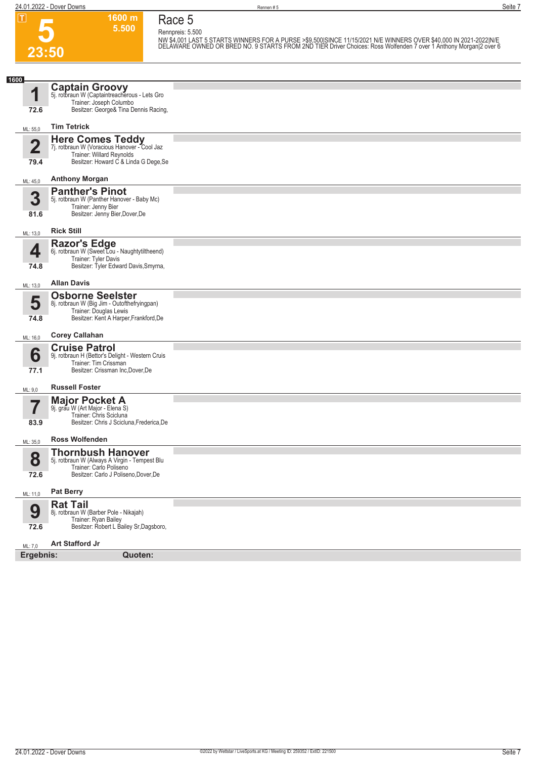**T**

# 5

**23:50**

**1600 m**
**5.500**

## Race 5

Rennpreis: 5.500

NW $4,001 LAST 5 STARTS WINNERS FOR A PURSE >$9,500|SINCE 11/15/2021 N/E WINNERS OVER $40,000 IN 2021-2022|N/E DELAWARE OWNED OR BRED NO. 9 STARTS FROM 2ND TIER Driver Choices: Ross Wolfenden 7 over 1 Anthony Morgan|2 over 6

**1600**

**1** **Captain Groovy**
5j. rotbraun W (Captaintreacherous - Lets Gro
Trainer: Joseph Columbo
Besitzer: George& Tina Dennis Racing,
72.6
ML: 55,0 **Tim Tetrick**

**2** **Here Comes Teddy**
7j. rotbraun W (Voracious Hanover - Cool Jaz
Trainer: Willard Reynolds
Besitzer: Howard C & Linda G Dege,Se
79.4
ML: 45,0 **Anthony Morgan**

**3** **Panther's Pinot**
5j. rotbraun W (Panther Hanover - Baby Mc)
Trainer: Jenny Bier
Besitzer: Jenny Bier,Dover,De
81.6
ML: 13,0 **Rick Still**

**4** **Razor's Edge**
6j. rotbraun W (Sweet Lou - Naughtytiltheend)
Trainer: Tyler Davis
Besitzer: Tyler Edward Davis,Smyrna,
74.8
ML: 13,0 **Allan Davis**

**5** **Osborne Seelster**
8j. rotbraun W (Big Jim - Outofthefryingpan)
Trainer: Douglas Lewis
Besitzer: Kent A Harper,Frankford,De
74.8
ML: 16,0 **Corey Callahan**

**6** **Cruise Patrol**
9j. rotbraun H (Bettor's Delight - Western Cruis
Trainer: Tim Crissman
Besitzer: Crissman Inc,Dover,De
77.1
ML: 9,0 **Russell Foster**

**7** **Major Pocket A**
9j. grau W (Art Major - Elena S)
Trainer: Chris Scicluna
Besitzer: Chris J Scicluna,Frederica,De
83.9
ML: 35,0 **Ross Wolfenden**

**8** **Thornbush Hanover**
5j. rotbraun W (Always A Virgin - Tempest Blu
Trainer: Carlo Poliseno
Besitzer: Carlo J Poliseno,Dover,De
72.6
ML: 11,0 **Pat Berry**

**9** **Rat Tail**
8j. rotbraun W (Barber Pole - Nikajah)
Trainer: Ryan Bailey
Besitzer: Robert L Bailey Sr,Dagsboro,
72.6
ML: 7,0 **Art Stafford Jr**

**Ergebnis:** **Quoten:**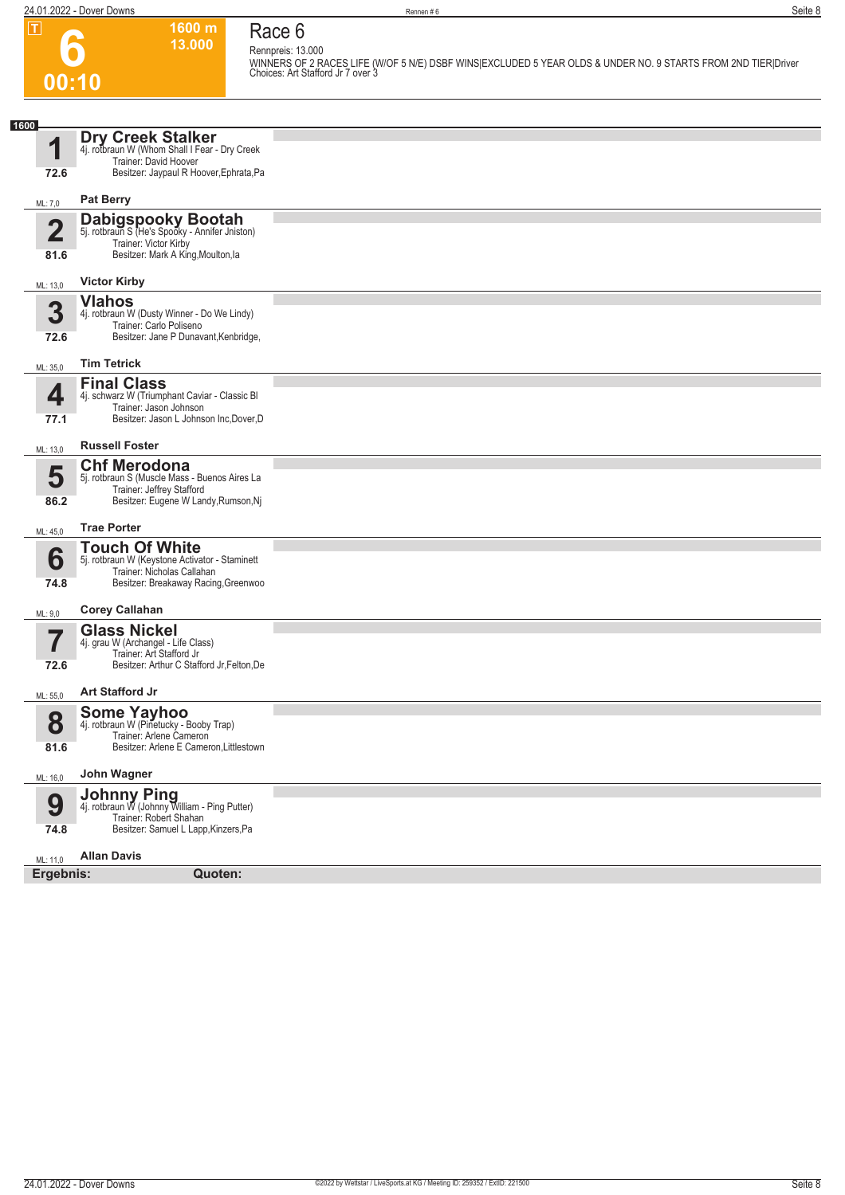# 6

**1600 m**
**13.000**

**00:10**

## Race 6

Rennpreis: 13.000

WINNERS OF 2 RACES LIFE (W/OF 5 N/E) DSBF WINS|EXCLUDED 5 YEAR OLDS & UNDER NO. 9 STARTS FROM 2ND TIER|Driver Choices: Art Stafford Jr 7 over 3

**1600**

### 1 Dry Creek Stalker
4j. rotbraun W (Whom Shall I Fear - Dry Creek
Trainer: David Hoover
Besitzer: Jaypaul R Hoover,Ephrata,Pa
72.6
ML: 7,0
**Pat Berry**

### 2 Dabigspooky Bootah
5j. rotbraun S (He's Spooky - Annifer Jniston)
Trainer: Victor Kirby
Besitzer: Mark A King,Moulton,Ia
81.6
ML: 13,0
**Victor Kirby**

### 3 Vlahos
4j. rotbraun W (Dusty Winner - Do We Lindy)
Trainer: Carlo Poliseno
Besitzer: Jane P Dunavant,Kenbridge,
72.6
ML: 35,0
**Tim Tetrick**

### 4 Final Class
4j. schwarz W (Triumphant Caviar - Classic Bl
Trainer: Jason Johnson
Besitzer: Jason L Johnson Inc,Dover,D
77.1
ML: 13,0
**Russell Foster**

### 5 Chf Merodona
5j. rotbraun S (Muscle Mass - Buenos Aires La
Trainer: Jeffrey Stafford
Besitzer: Eugene W Landy,Rumson,Nj
86.2
ML: 45,0
**Trae Porter**

### 6 Touch Of White
5j. rotbraun W (Keystone Activator - Staminett
Trainer: Nicholas Callahan
Besitzer: Breakaway Racing,Greenwoo
74.8
ML: 9,0
**Corey Callahan**

### 7 Glass Nickel
4j. grau W (Archangel - Life Class)
Trainer: Art Stafford Jr
Besitzer: Arthur C Stafford Jr,Felton,De
72.6
ML: 55,0
**Art Stafford Jr**

### 8 Some Yayhoo
4j. rotbraun W (Pinetucky - Booby Trap)
Trainer: Arlene Cameron
Besitzer: Arlene E Cameron,Littlestown
81.6
ML: 16,0
**John Wagner**

### 9 Johnny Ping
4j. rotbraun W (Johnny William - Ping Putter)
Trainer: Robert Shahan
Besitzer: Samuel L Lapp,Kinzers,Pa
74.8
ML: 11,0
**Allan Davis**

**Ergebnis:** **Quoten:**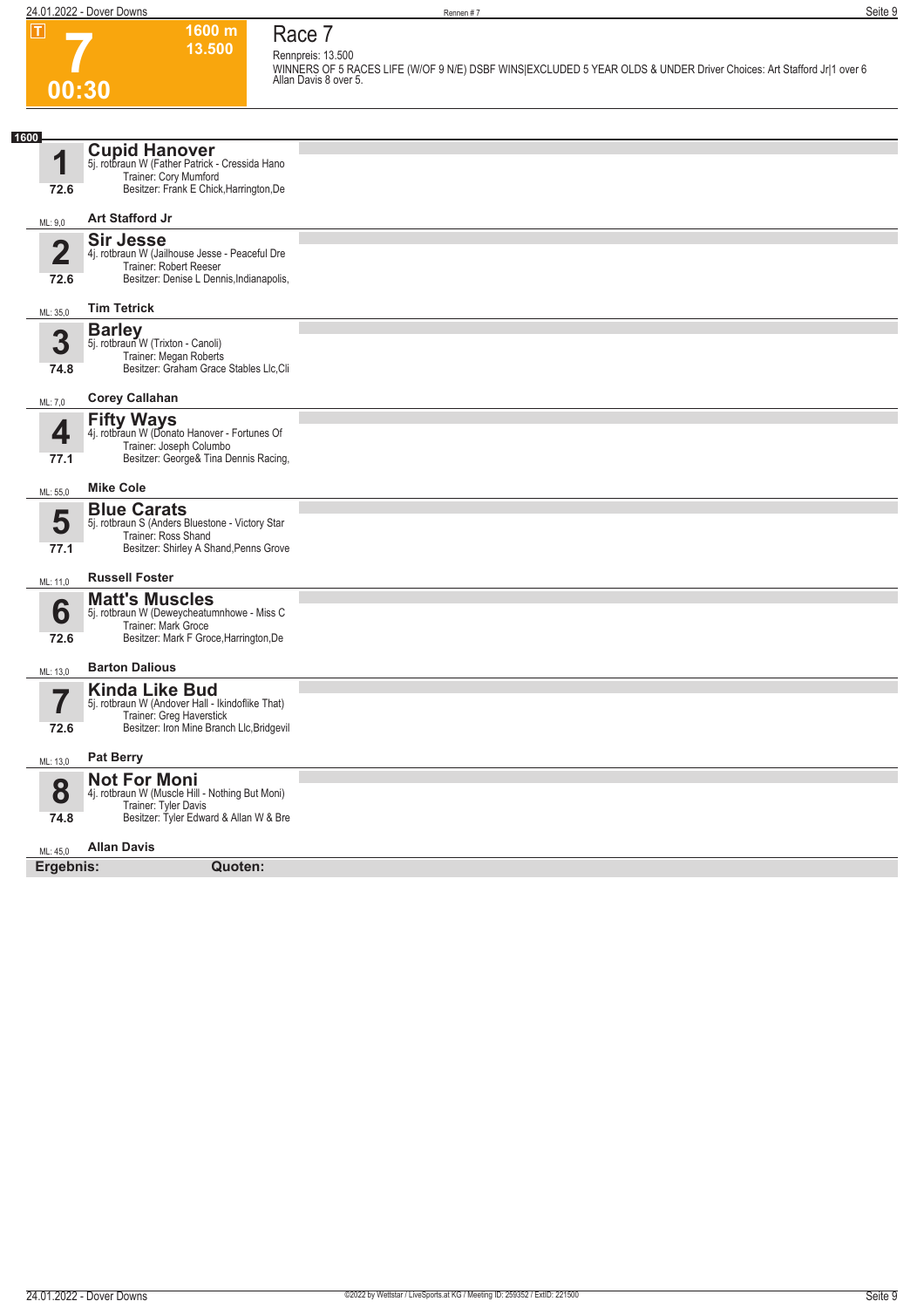# Race 7

**7** | 00:30 | 1600 m | 13.500

Rennpreis: 13.500

WINNERS OF 5 RACES LIFE (W/OF 9 N/E) DSBF WINS|EXCLUDED 5 YEAR OLDS & UNDER Driver Choices: Art Stafford Jr|1 over 6 Allan Davis 8 over 5.

**1600**

| Nr. | Pferd | Details | ML | Fahrer |
|---|---|---|---|---|
| 1 (72.6) | **Cupid Hanover** | 5j. rotbraun W (Father Patrick - Cressida Hano<br>Trainer: Cory Mumford<br>Besitzer: Frank E Chick,Harrington,De | ML: 9,0 | Art Stafford Jr |
| 2 (72.6) | **Sir Jesse** | 4j. rotbraun W (Jailhouse Jesse - Peaceful Dre<br>Trainer: Robert Reeser<br>Besitzer: Denise L Dennis,Indianapolis, | ML: 35,0 | Tim Tetrick |
| 3 (74.8) | **Barley** | 5j. rotbraun W (Trixton - Canoli)<br>Trainer: Megan Roberts<br>Besitzer: Graham Grace Stables Llc,Cli | ML: 7,0 | Corey Callahan |
| 4 (77.1) | **Fifty Ways** | 4j. rotbraun W (Donato Hanover - Fortunes Of<br>Trainer: Joseph Columbo<br>Besitzer: George& Tina Dennis Racing, | ML: 55,0 | Mike Cole |
| 5 (77.1) | **Blue Carats** | 5j. rotbraun S (Anders Bluestone - Victory Star<br>Trainer: Ross Shand<br>Besitzer: Shirley A Shand,Penns Grove | ML: 11,0 | Russell Foster |
| 6 (72.6) | **Matt's Muscles** | 5j. rotbraun W (Deweycheatumnhowe - Miss C<br>Trainer: Mark Groce<br>Besitzer: Mark F Groce,Harrington,De | ML: 13,0 | Barton Dalious |
| 7 (72.6) | **Kinda Like Bud** | 5j. rotbraun W (Andover Hall - Ikindoflike That)<br>Trainer: Greg Haverstick<br>Besitzer: Iron Mine Branch Llc,Bridgevil | ML: 13,0 | Pat Berry |
| 8 (74.8) | **Not For Moni** | 4j. rotbraun W (Muscle Hill - Nothing But Moni)<br>Trainer: Tyler Davis<br>Besitzer: Tyler Edward & Allan W & Bre | ML: 45,0 | Allan Davis |

**Ergebnis:** **Quoten:**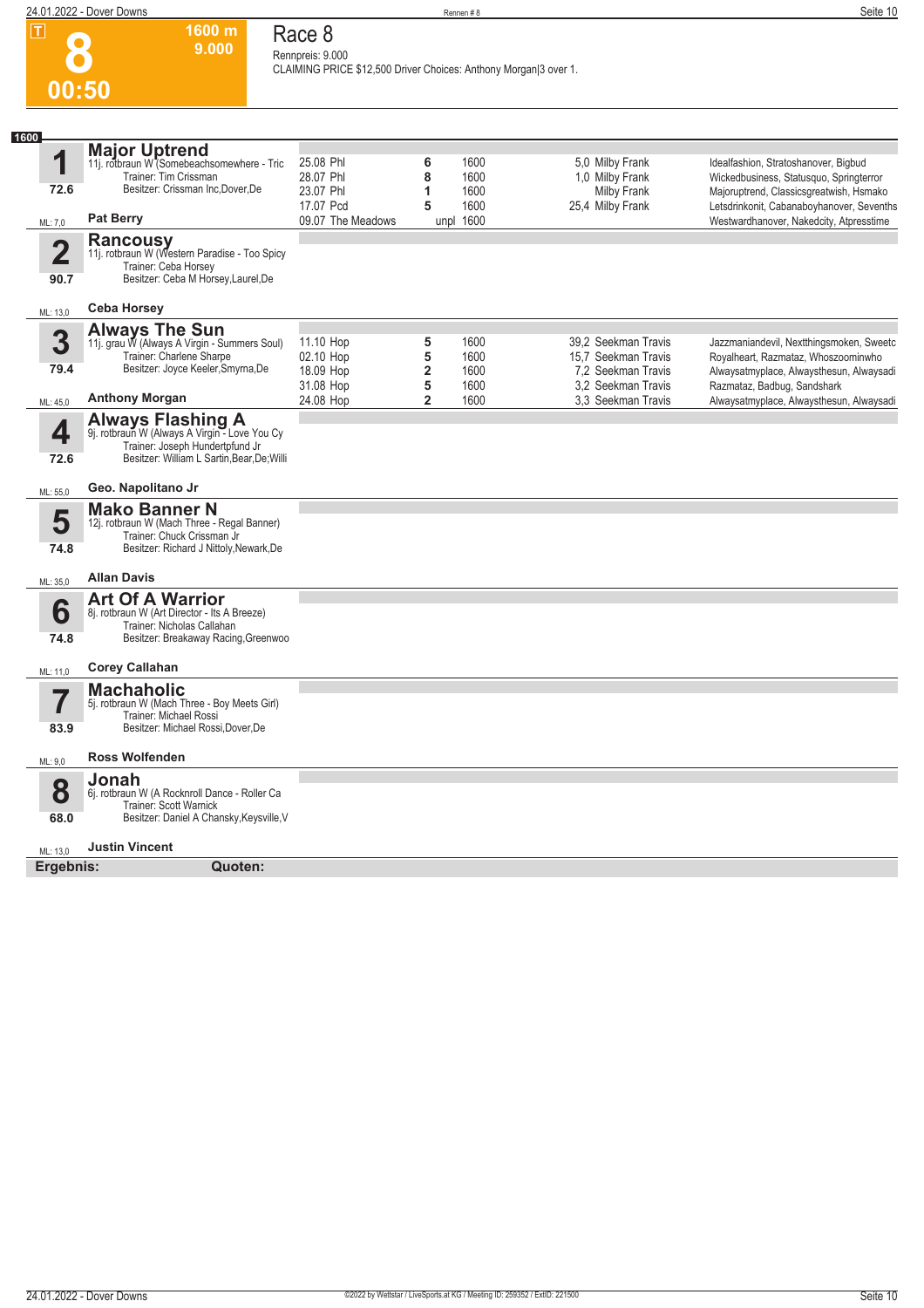# 8

**1600 m**
**9.000**

**00:50**

## Race 8

Rennpreis: 9.000
CLAIMING PRICE $12,500 Driver Choices: Anthony Morgan|3 over 1.

**1600**

### 1 Major Uptrend
11j. rotbraun W (Somebeachsomewhere - Tric
Trainer: Tim Crissman
Besitzer: Crissman Inc,Dover,De
72.6
ML: 7,0 — **Pat Berry**

| Datum | Bahn | Platz | Distanz | Quote | Fahrer | Einlauf |
|---|---|---|---|---|---|---|
| 25.08 | Phl | 6 | 1600 | 5,0 | Milby Frank | Idealfashion, Stratoshanover, Bigbud |
| 28.07 | Phl | 8 | 1600 | 1,0 | Milby Frank | Wickedbusiness, Statusquo, Springterror |
| 23.07 | Phl | 1 | 1600 | | Milby Frank | Majoruptrend, Classicsgreatwish, Hsmako |
| 17.07 | Pcd | 5 | 1600 | 25,4 | Milby Frank | Letsdrinkonit, Cabanaboyhanover, Sevenths |
| 09.07 | The Meadows | unpl | 1600 | | | Westwardhanover, Nakedcity, Atpresstime |

### 2 Rancousy
11j. rotbraun W (Western Paradise - Too Spicy
Trainer: Ceba Horsey
Besitzer: Ceba M Horsey,Laurel,De
90.7
ML: 13,0 — **Ceba Horsey**

### 3 Always The Sun
11j. grau W (Always A Virgin - Summers Soul)
Trainer: Charlene Sharpe
Besitzer: Joyce Keeler,Smyrna,De
79.4
ML: 45,0 — **Anthony Morgan**

| Datum | Bahn | Platz | Distanz | Quote | Fahrer | Einlauf |
|---|---|---|---|---|---|---|
| 11.10 | Hop | 5 | 1600 | 39,2 | Seekman Travis | Jazzmaniandevil, Nextthingsmoken, Sweetc |
| 02.10 | Hop | 5 | 1600 | 15,7 | Seekman Travis | Royalheart, Razmataz, Whoszoominwho |
| 18.09 | Hop | 2 | 1600 | 7,2 | Seekman Travis | Alwaysatmyplace, Alwaysthesun, Alwaysadi |
| 31.08 | Hop | 5 | 1600 | 3,2 | Seekman Travis | Razmataz, Badbug, Sandshark |
| 24.08 | Hop | 2 | 1600 | 3,3 | Seekman Travis | Alwaysatmyplace, Alwaysthesun, Alwaysadi |

### 4 Always Flashing A
9j. rotbraun W (Always A Virgin - Love You Cy
Trainer: Joseph Hundertpfund Jr
Besitzer: William L Sartin,Bear,De;Willi
72.6
ML: 55,0 — **Geo. Napolitano Jr**

### 5 Mako Banner N
12j. rotbraun W (Mach Three - Regal Banner)
Trainer: Chuck Crissman Jr
Besitzer: Richard J Nittoly,Newark,De
74.8
ML: 35,0 — **Allan Davis**

### 6 Art Of A Warrior
8j. rotbraun W (Art Director - Its A Breeze)
Trainer: Nicholas Callahan
Besitzer: Breakaway Racing,Greenwoo
74.8
ML: 11,0 — **Corey Callahan**

### 7 Machaholic
5j. rotbraun W (Mach Three - Boy Meets Girl)
Trainer: Michael Rossi
Besitzer: Michael Rossi,Dover,De
83.9
ML: 9,0 — **Ross Wolfenden**

### 8 Jonah
6j. rotbraun W (A Rocknroll Dance - Roller Ca
Trainer: Scott Warnick
Besitzer: Daniel A Chansky,Keysville,V
68.0
ML: 13,0 — **Justin Vincent**

**Ergebnis:** **Quoten:**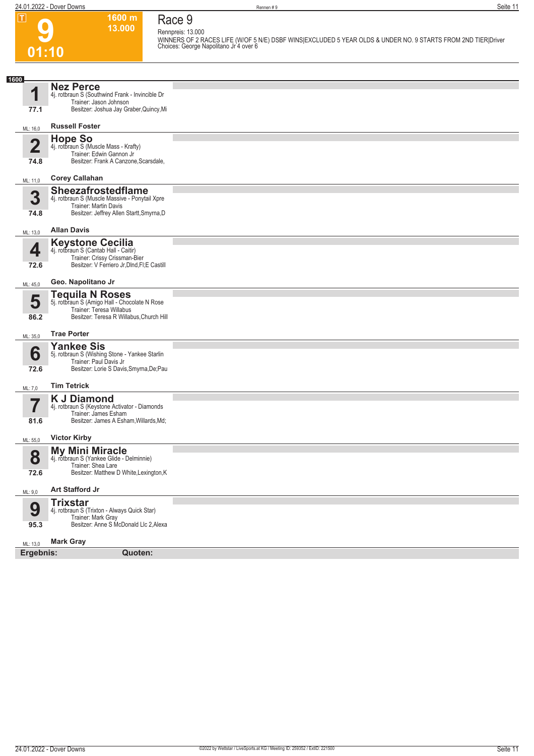T

**9**

**01:10**

**1600 m**
**13.000**

# Race 9

Rennpreis: 13.000

WINNERS OF 2 RACES LIFE (W/OF 5 N/E) DSBF WINS|EXCLUDED 5 YEAR OLDS & UNDER NO. 9 STARTS FROM 2ND TIER|Driver Choices: George Napolitano Jr 4 over 6

**1600**

**1** **Nez Perce**
4j. rotbraun S (Southwind Frank - Invincible Dr
Trainer: Jason Johnson
Besitzer: Joshua Jay Graber,Quincy,Mi
77.1
ML: 16,0 **Russell Foster**

**2** **Hope So**
4j. rotbraun S (Muscle Mass - Krafty)
Trainer: Edwin Gannon Jr
Besitzer: Frank A Canzone,Scarsdale,
74.8
ML: 11,0 **Corey Callahan**

**3** **Sheezafrostedflame**
4j. rotbraun S (Muscle Massive - Ponytail Xpre
Trainer: Martin Davis
Besitzer: Jeffrey Allen Startt,Smyrna,D
74.8
ML: 13,0 **Allan Davis**

**4** **Keystone Cecilia**
4j. rotbraun S (Cantab Hall - Caitir)
Trainer: Crissy Crissman-Bier
Besitzer: V Ferriero Jr,Dlnd,Fl;E Castill
72.6
ML: 45,0 **Geo. Napolitano Jr**

**5** **Tequila N Roses**
5j. rotbraun S (Amigo Hall - Chocolate N Rose
Trainer: Teresa Willabus
Besitzer: Teresa R Willabus,Church Hill
86.2
ML: 35,0 **Trae Porter**

**6** **Yankee Sis**
5j. rotbraun S (Wishing Stone - Yankee Starlin
Trainer: Paul Davis Jr
Besitzer: Lorie S Davis,Smyrna,De;Pau
72.6
ML: 7,0 **Tim Tetrick**

**7** **K J Diamond**
4j. rotbraun S (Keystone Activator - Diamonds
Trainer: James Esham
Besitzer: James A Esham,Willards,Md;
81.6
ML: 55,0 **Victor Kirby**

**8** **My Mini Miracle**
4j. rotbraun S (Yankee Glide - Delminnie)
Trainer: Shea Lare
Besitzer: Matthew D White,Lexington,K
72.6
ML: 9,0 **Art Stafford Jr**

**9** **Trixstar**
4j. rotbraun S (Trixton - Always Quick Star)
Trainer: Mark Gray
Besitzer: Anne S McDonald Llc 2,Alexa
95.3
ML: 13,0 **Mark Gray**

**Ergebnis:** **Quoten:**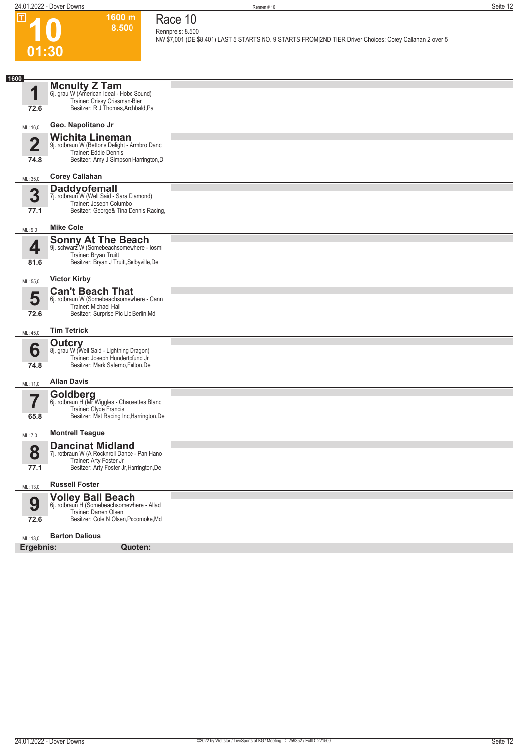# 10

**01:30**

**1600 m**
**8.500**

## Race 10

Rennpreis: 8.500

NW $7,001 (DE $8,401) LAST 5 STARTS NO. 9 STARTS FROM|2ND TIER Driver Choices: Corey Callahan 2 over 5

**1600**

### 1 Mcnulty Z Tam
6j. grau W (American Ideal - Hobe Sound)
Trainer: Crissy Crissman-Bier
Besitzer: R J Thomas,Archbald,Pa
72.6
ML: 16,0 — **Geo. Napolitano Jr**

### 2 Wichita Lineman
9j. rotbraun W (Bettor's Delight - Armbro Danc
Trainer: Eddie Dennis
Besitzer: Amy J Simpson,Harrington,D
74.8
ML: 35,0 — **Corey Callahan**

### 3 Daddyofemall
7j. rotbraun W (Well Said - Sara Diamond)
Trainer: Joseph Columbo
Besitzer: George& Tina Dennis Racing,
77.1
ML: 9,0 — **Mike Cole**

### 4 Sonny At The Beach
9j. schwarz W (Somebeachsomewhere - Iosmi
Trainer: Bryan Truitt
Besitzer: Bryan J Truitt,Selbyville,De
81.6
ML: 55,0 — **Victor Kirby**

### 5 Can't Beach That
6j. rotbraun W (Somebeachsomewhere - Cann
Trainer: Michael Hall
Besitzer: Surprise Pic Llc,Berlin,Md
72.6
ML: 45,0 — **Tim Tetrick**

### 6 Outcry
8j. grau W (Well Said - Lightning Dragon)
Trainer: Joseph Hundertpfund Jr
Besitzer: Mark Salerno,Felton,De
74.8
ML: 11,0 — **Allan Davis**

### 7 Goldberg
6j. rotbraun H (Mr Wiggles - Chausettes Blanc
Trainer: Clyde Francis
Besitzer: Mst Racing Inc,Harrington,De
65.8
ML: 7,0 — **Montrell Teague**

### 8 Dancinat Midland
7j. rotbraun W (A Rocknroll Dance - Pan Hano
Trainer: Arty Foster Jr
Besitzer: Arty Foster Jr,Harrington,De
77.1
ML: 13,0 — **Russell Foster**

### 9 Volley Ball Beach
6j. rotbraun H (Somebeachsomewhere - Allad
Trainer: Darren Olsen
Besitzer: Cole N Olsen,Pocomoke,Md
72.6
ML: 13,0 — **Barton Dalious**

**Ergebnis:** **Quoten:**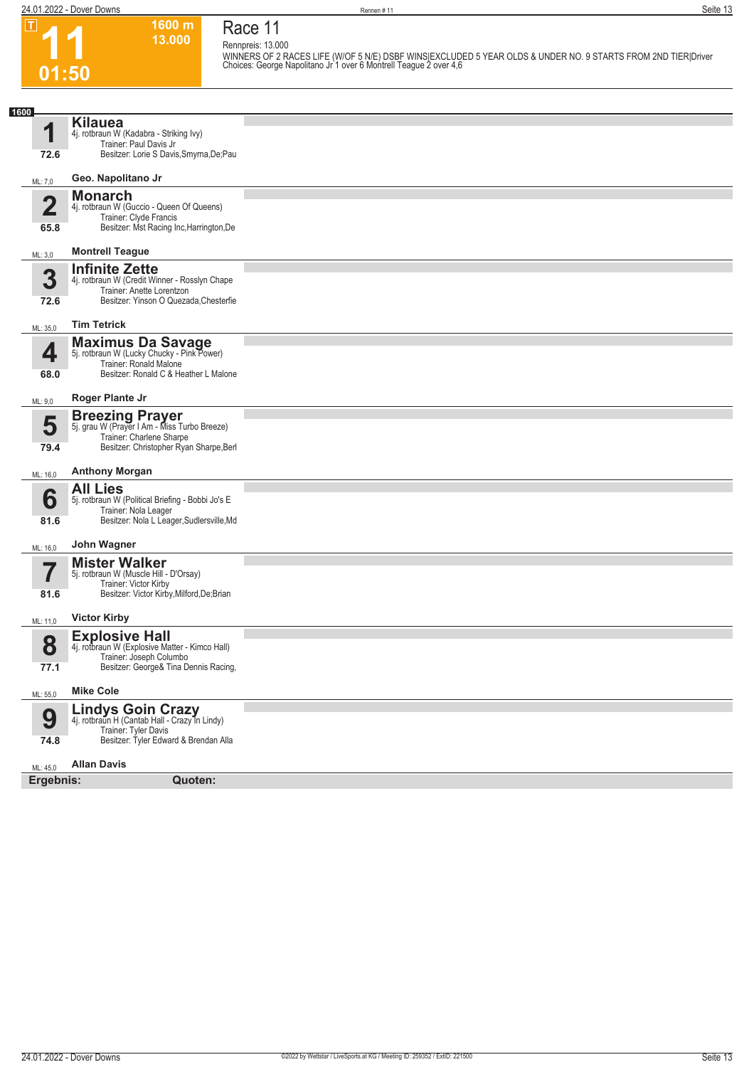# 11

T

01:50

1600 m
13.000

## Race 11

Rennpreis: 13.000

WINNERS OF 2 RACES LIFE (W/OF 5 N/E) DSBF WINS|EXCLUDED 5 YEAR OLDS & UNDER NO. 9 STARTS FROM 2ND TIER|Driver Choices: George Napolitano Jr 1 over 6 Montrell Teague 2 over 4,6

**1600**

| Nr. | Pferd | Info |
|---|---|---|
| **1** | **Kilauea** | 4j. rotbraun W (Kadabra - Striking Ivy)<br>Trainer: Paul Davis Jr<br>Besitzer: Lorie S Davis,Smyrna,De;Pau |
| 72.6 | | |
| ML: 7,0 | **Geo. Napolitano Jr** | |
| **2** | **Monarch** | 4j. rotbraun W (Guccio - Queen Of Queens)<br>Trainer: Clyde Francis<br>Besitzer: Mst Racing Inc,Harrington,De |
| 65.8 | | |
| ML: 3,0 | **Montrell Teague** | |
| **3** | **Infinite Zette** | 4j. rotbraun W (Credit Winner - Rosslyn Chape<br>Trainer: Anette Lorentzon<br>Besitzer: Yinson O Quezada,Chesterfie |
| 72.6 | | |
| ML: 35,0 | **Tim Tetrick** | |
| **4** | **Maximus Da Savage** | 5j. rotbraun W (Lucky Chucky - Pink Power)<br>Trainer: Ronald Malone<br>Besitzer: Ronald C & Heather L Malone |
| 68.0 | | |
| ML: 9,0 | **Roger Plante Jr** | |
| **5** | **Breezing Prayer** | 5j. grau W (Prayer I Am - Miss Turbo Breeze)<br>Trainer: Charlene Sharpe<br>Besitzer: Christopher Ryan Sharpe,Berl |
| 79.4 | | |
| ML: 16,0 | **Anthony Morgan** | |
| **6** | **All Lies** | 5j. rotbraun W (Political Briefing - Bobbi Jo's E<br>Trainer: Nola Leager<br>Besitzer: Nola L Leager,Sudlersville,Md |
| 81.6 | | |
| ML: 16,0 | **John Wagner** | |
| **7** | **Mister Walker** | 5j. rotbraun W (Muscle Hill - D'Orsay)<br>Trainer: Victor Kirby<br>Besitzer: Victor Kirby,Milford,De;Brian |
| 81.6 | | |
| ML: 11,0 | **Victor Kirby** | |
| **8** | **Explosive Hall** | 4j. rotbraun W (Explosive Matter - Kimco Hall)<br>Trainer: Joseph Columbo<br>Besitzer: George& Tina Dennis Racing, |
| 77.1 | | |
| ML: 55,0 | **Mike Cole** | |
| **9** | **Lindys Goin Crazy** | 4j. rotbraun H (Cantab Hall - Crazy In Lindy)<br>Trainer: Tyler Davis<br>Besitzer: Tyler Edward & Brendan Alla |
| 74.8 | | |
| ML: 45,0 | **Allan Davis** | |

**Ergebnis:** **Quoten:**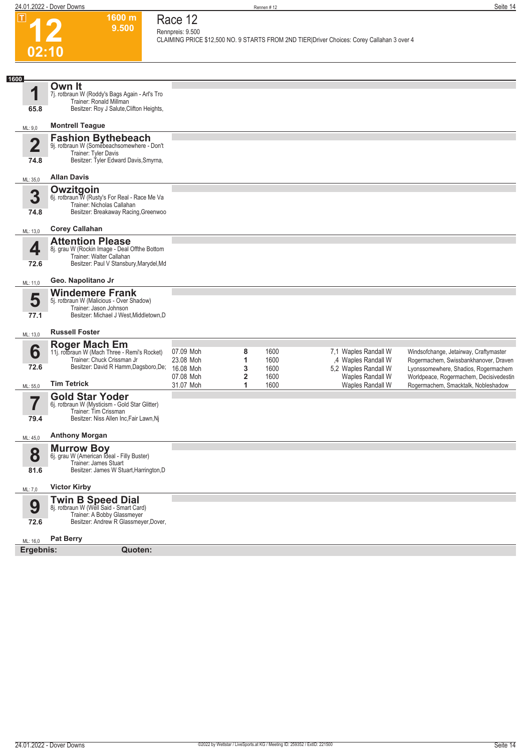# 12

**1600 m**
**9.500**

**02:10**

## Race 12

Rennpreis: 9.500

CLAIMING PRICE $12,500 NO. 9 STARTS FROM 2ND TIER|Driver Choices: Corey Callahan 3 over 4

**1600**

### 1 Own It
7j. rotbraun W (Roddy's Bags Again - Arl's Tro
Trainer: Ronald Millman
Besitzer: Roy J Salute,Clifton Heights,
65.8
ML: 9,0
**Montrell Teague**

### 2 Fashion Bythebeach
9j. rotbraun W (Somebeachsomewhere - Don't
Trainer: Tyler Davis
Besitzer: Tyler Edward Davis,Smyrna,
74.8
ML: 35,0
**Allan Davis**

### 3 Owzitgoin
6j. rotbraun W (Rusty's For Real - Race Me Va
Trainer: Nicholas Callahan
Besitzer: Breakaway Racing,Greenwoo
74.8
ML: 13,0
**Corey Callahan**

### 4 Attention Please
8j. grau W (Rockin Image - Deal Offthe Bottom
Trainer: Walter Callahan
Besitzer: Paul V Stansbury,Marydel,Md
72.6
ML: 11,0
**Geo. Napolitano Jr**

### 5 Windemere Frank
5j. rotbraun W (Malicious - Over Shadow)
Trainer: Jason Johnson
Besitzer: Michael J West,Middletown,D
77.1
ML: 13,0
**Russell Foster**

### 6 Roger Mach Em
11j. rotbraun W (Mach Three - Remi's Rocket)
Trainer: Chuck Crissman Jr
Besitzer: David R Hamm,Dagsboro,De;
72.6
ML: 55,0
**Tim Tetrick**

| Datum | Platz | Distanz | Quote | Fahrer | Einlauf |
|---|---|---|---|---|---|
| 07.09 Moh | 8 | 1600 | 7,1 | Waples Randall W | Windsofchange, Jetairway, Craftymaster |
| 23.08 Moh | 1 | 1600 | ,4 | Waples Randall W | Rogermachem, Swissbankhanover, Draven |
| 16.08 Moh | 3 | 1600 | 5,2 | Waples Randall W | Lyonssomewhere, Shadios, Rogermachem |
| 07.08 Moh | 2 | 1600 | | Waples Randall W | Worldpeace, Rogermachem, Decisivedestin |
| 31.07 Moh | 1 | 1600 | | Waples Randall W | Rogermachem, Smacktalk, Nobleshadow |

### 7 Gold Star Yoder
6j. rotbraun W (Mysticism - Gold Star Glitter)
Trainer: Tim Crissman
Besitzer: Niss Allen Inc,Fair Lawn,Nj
79.4
ML: 45,0
**Anthony Morgan**

### 8 Murrow Boy
6j. grau W (American Ideal - Filly Buster)
Trainer: James Stuart
Besitzer: James W Stuart,Harrington,D
81.6
ML: 7,0
**Victor Kirby**

### 9 Twin B Speed Dial
8j. rotbraun W (Well Said - Smart Card)
Trainer: A Bobby Glassmeyer
Besitzer: Andrew R Glassmeyer,Dover,
72.6
ML: 16,0
**Pat Berry**

**Ergebnis:** **Quoten:**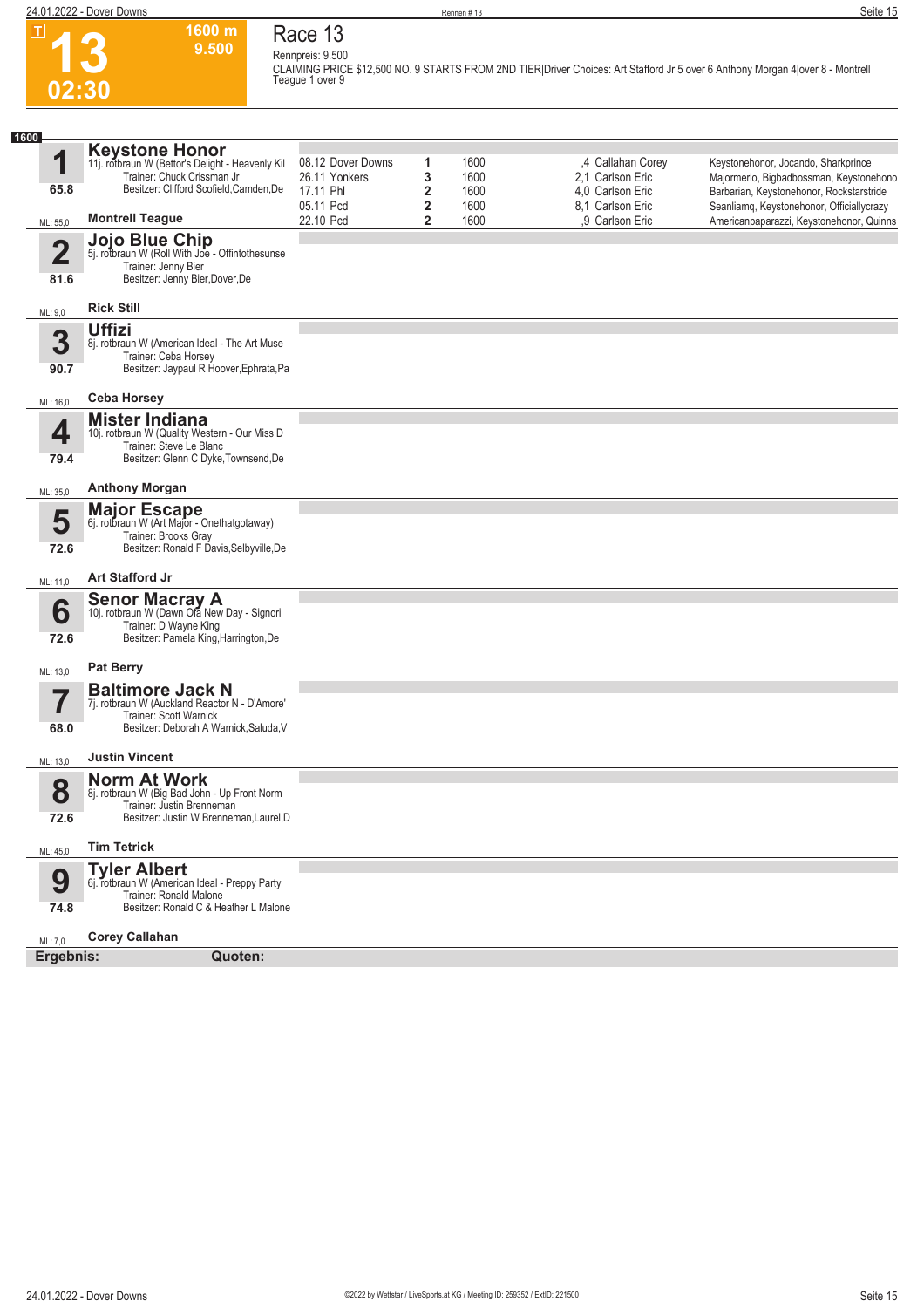# 13

**1600 m**
**9.500**

**02:30**

## Race 13

Rennpreis: 9.500

CLAIMING PRICE $12,500 NO. 9 STARTS FROM 2ND TIER|Driver Choices: Art Stafford Jr 5 over 6 Anthony Morgan 4|over 8 - Montrell Teague 1 over 9

**1600**

### 1 Keystone Honor
11j. rotbraun W (Bettor's Delight - Heavenly Kil
Trainer: Chuck Crissman Jr
Besitzer: Clifford Scofield,Camden,De
65.8
ML: 55,0
**Montrell Teague**

| | | | | | |
|---|---|---|---|---|---|
| 08.12 Dover Downs | 1 | 1600 | ,4 | Callahan Corey | Keystonehonor, Jocando, Sharkprince |
| 26.11 Yonkers | 3 | 1600 | 2,1 | Carlson Eric | Majormerlo, Bigbadbossman, Keystonehono |
| 17.11 Phl | 2 | 1600 | 4,0 | Carlson Eric | Barbarian, Keystonehonor, Rockstarstride |
| 05.11 Pcd | 2 | 1600 | 8,1 | Carlson Eric | Seanliamq, Keystonehonor, Officiallycrazy |
| 22.10 Pcd | 2 | 1600 | ,9 | Carlson Eric | Americanpaparazzi, Keystonehonor, Quinns |

### 2 Jojo Blue Chip
5j. rotbraun W (Roll With Joe - Offintothesunse
Trainer: Jenny Bier
Besitzer: Jenny Bier,Dover,De
81.6
ML: 9,0
**Rick Still**

### 3 Uffizi
8j. rotbraun W (American Ideal - The Art Muse
Trainer: Ceba Horsey
Besitzer: Jaypaul R Hoover,Ephrata,Pa
90.7
ML: 16,0
**Ceba Horsey**

### 4 Mister Indiana
10j. rotbraun W (Quality Western - Our Miss D
Trainer: Steve Le Blanc
Besitzer: Glenn C Dyke,Townsend,De
79.4
ML: 35,0
**Anthony Morgan**

### 5 Major Escape
6j. rotbraun W (Art Major - Onethatgotaway)
Trainer: Brooks Gray
Besitzer: Ronald F Davis,Selbyville,De
72.6
ML: 11,0
**Art Stafford Jr**

### 6 Senor Macray A
10j. rotbraun W (Dawn Of a New Day - Signori
Trainer: D Wayne King
Besitzer: Pamela King,Harrington,De
72.6
ML: 13,0
**Pat Berry**

### 7 Baltimore Jack N
7j. rotbraun W (Auckland Reactor N - D'Amore'
Trainer: Scott Warnick
Besitzer: Deborah A Warnick,Saluda,V
68.0
ML: 13,0
**Justin Vincent**

### 8 Norm At Work
8j. rotbraun W (Big Bad John - Up Front Norm
Trainer: Justin Brenneman
Besitzer: Justin W Brenneman,Laurel,D
72.6
ML: 45,0
**Tim Tetrick**

### 9 Tyler Albert
6j. rotbraun W (American Ideal - Preppy Party
Trainer: Ronald Malone
Besitzer: Ronald C & Heather L Malone
74.8
ML: 7,0
**Corey Callahan**

**Ergebnis:** **Quoten:**